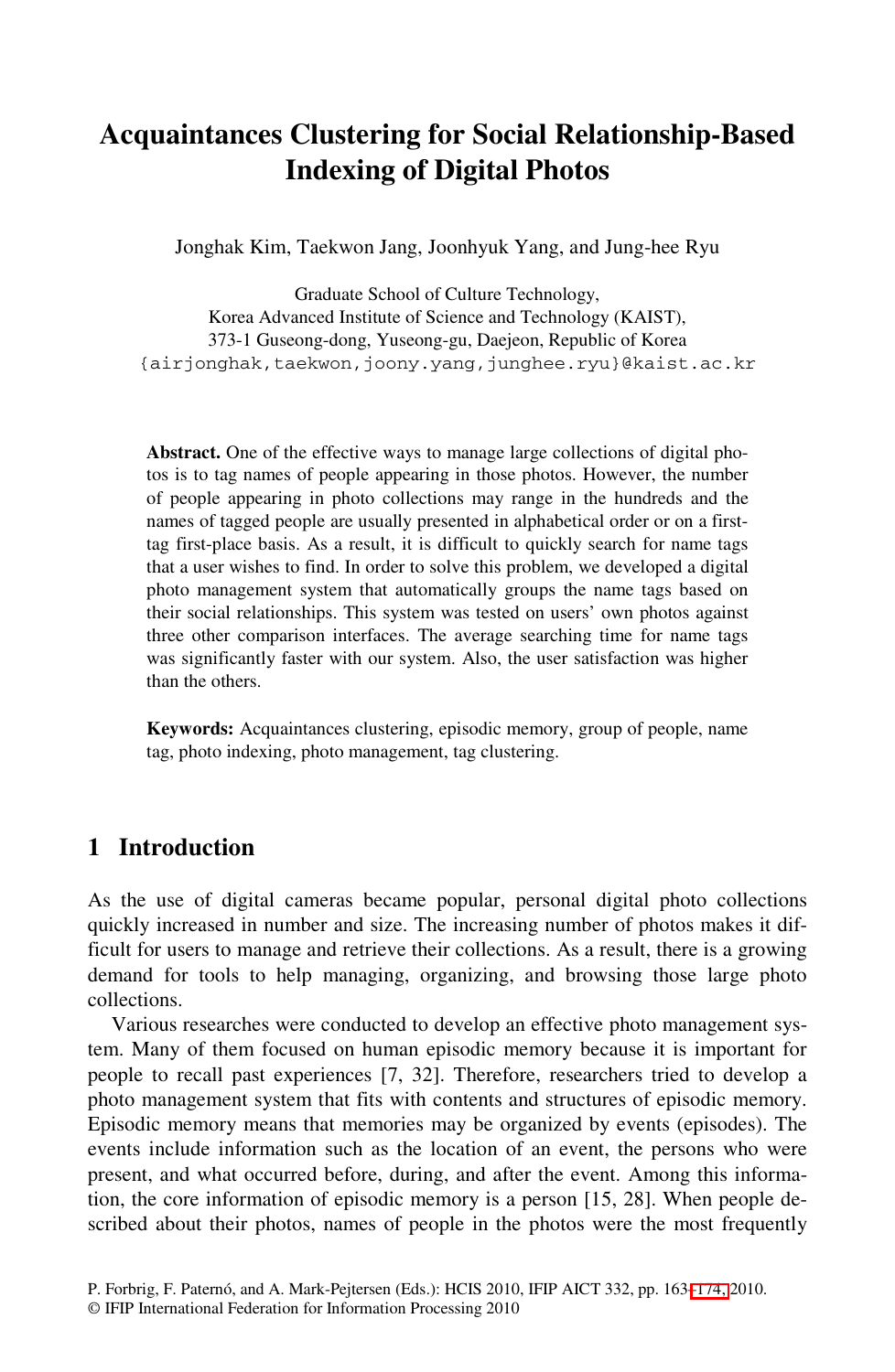# Acquaintances Clustering for Social Relationship-Based Indexing of Digital Photos

Jonghak Kim, Taekwon Jang, Joonhyuk Yang, and Jung-hee Ryu

Graduate School of Culture Technology,
Korea Advanced Institute of Science and Technology (KAIST),
373-1 Guseong-dong, Yuseong-gu, Daejeon, Republic of Korea
{airjonghak,taekwon,joony.yang,junghee.ryu}@kaist.ac.kr

**Abstract.** One of the effective ways to manage large collections of digital photos is to tag names of people appearing in those photos. However, the number of people appearing in photo collections may range in the hundreds and the names of tagged people are usually presented in alphabetical order or on a first-tag first-place basis. As a result, it is difficult to quickly search for name tags that a user wishes to find. In order to solve this problem, we developed a digital photo management system that automatically groups the name tags based on their social relationships. This system was tested on users' own photos against three other comparison interfaces. The average searching time for name tags was significantly faster with our system. Also, the user satisfaction was higher than the others.

**Keywords:** Acquaintances clustering, episodic memory, group of people, name tag, photo indexing, photo management, tag clustering.

## 1 Introduction

As the use of digital cameras became popular, personal digital photo collections quickly increased in number and size. The increasing number of photos makes it difficult for users to manage and retrieve their collections. As a result, there is a growing demand for tools to help managing, organizing, and browsing those large photo collections.

Various researches were conducted to develop an effective photo management system. Many of them focused on human episodic memory because it is important for people to recall past experiences [7, 32]. Therefore, researchers tried to develop a photo management system that fits with contents and structures of episodic memory. Episodic memory means that memories may be organized by events (episodes). The events include information such as the location of an event, the persons who were present, and what occurred before, during, and after the event. Among this information, the core information of episodic memory is a person [15, 28]. When people described about their photos, names of people in the photos were the most frequently

P. Forbrig, F. Paternó, and A. Mark-Pejtersen (Eds.): HCIS 2010, IFIP AICT 332, pp. 163–174, 2010.
© IFIP International Federation for Information Processing 2010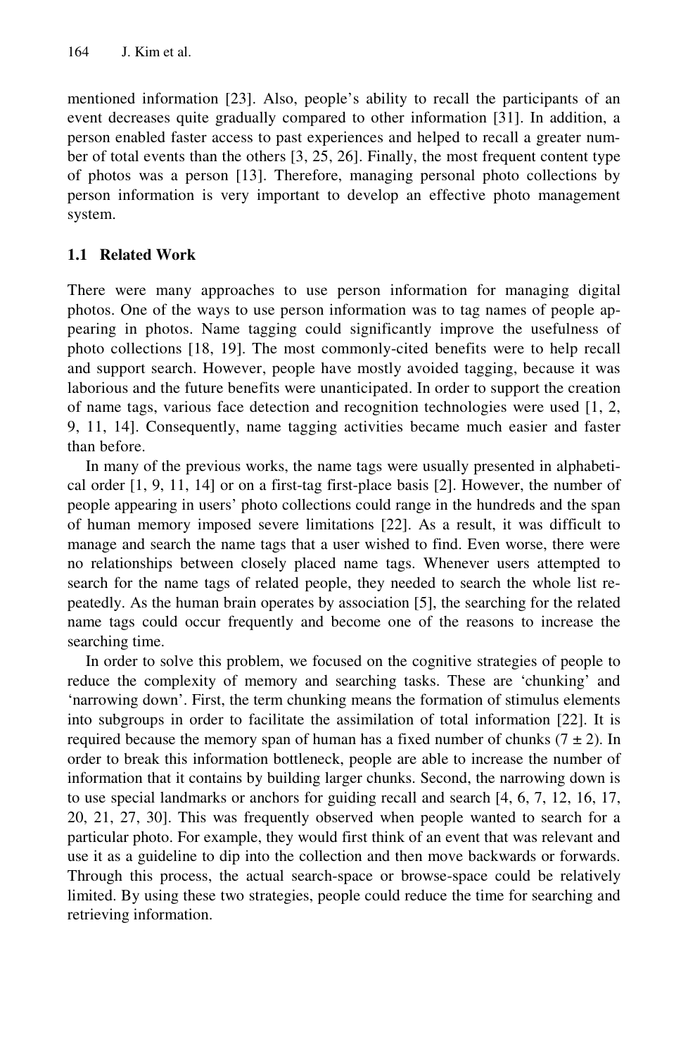mentioned information [23]. Also, people's ability to recall the participants of an event decreases quite gradually compared to other information [31]. In addition, a person enabled faster access to past experiences and helped to recall a greater number of total events than the others [3, 25, 26]. Finally, the most frequent content type of photos was a person [13]. Therefore, managing personal photo collections by person information is very important to develop an effective photo management system.

### 1.1 Related Work

There were many approaches to use person information for managing digital photos. One of the ways to use person information was to tag names of people appearing in photos. Name tagging could significantly improve the usefulness of photo collections [18, 19]. The most commonly-cited benefits were to help recall and support search. However, people have mostly avoided tagging, because it was laborious and the future benefits were unanticipated. In order to support the creation of name tags, various face detection and recognition technologies were used [1, 2, 9, 11, 14]. Consequently, name tagging activities became much easier and faster than before.

In many of the previous works, the name tags were usually presented in alphabetical order [1, 9, 11, 14] or on a first-tag first-place basis [2]. However, the number of people appearing in users' photo collections could range in the hundreds and the span of human memory imposed severe limitations [22]. As a result, it was difficult to manage and search the name tags that a user wished to find. Even worse, there were no relationships between closely placed name tags. Whenever users attempted to search for the name tags of related people, they needed to search the whole list repeatedly. As the human brain operates by association [5], the searching for the related name tags could occur frequently and become one of the reasons to increase the searching time.

In order to solve this problem, we focused on the cognitive strategies of people to reduce the complexity of memory and searching tasks. These are 'chunking' and 'narrowing down'. First, the term chunking means the formation of stimulus elements into subgroups in order to facilitate the assimilation of total information [22]. It is required because the memory span of human has a fixed number of chunks ($7 \pm 2$). In order to break this information bottleneck, people are able to increase the number of information that it contains by building larger chunks. Second, the narrowing down is to use special landmarks or anchors for guiding recall and search [4, 6, 7, 12, 16, 17, 20, 21, 27, 30]. This was frequently observed when people wanted to search for a particular photo. For example, they would first think of an event that was relevant and use it as a guideline to dip into the collection and then move backwards or forwards. Through this process, the actual search-space or browse-space could be relatively limited. By using these two strategies, people could reduce the time for searching and retrieving information.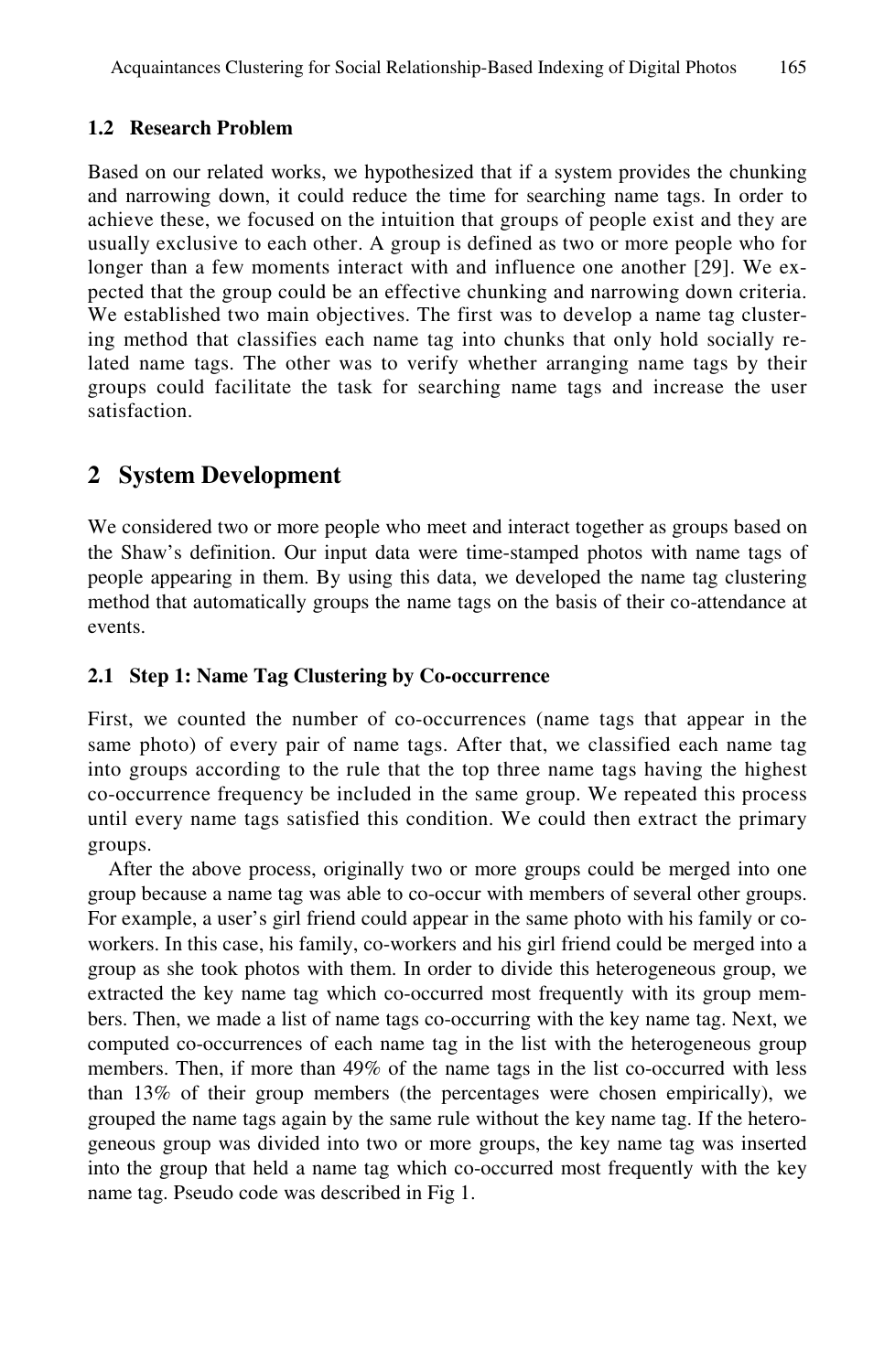### 1.2 Research Problem

Based on our related works, we hypothesized that if a system provides the chunking and narrowing down, it could reduce the time for searching name tags. In order to achieve these, we focused on the intuition that groups of people exist and they are usually exclusive to each other. A group is defined as two or more people who for longer than a few moments interact with and influence one another [29]. We expected that the group could be an effective chunking and narrowing down criteria. We established two main objectives. The first was to develop a name tag clustering method that classifies each name tag into chunks that only hold socially related name tags. The other was to verify whether arranging name tags by their groups could facilitate the task for searching name tags and increase the user satisfaction.

## 2 System Development

We considered two or more people who meet and interact together as groups based on the Shaw's definition. Our input data were time-stamped photos with name tags of people appearing in them. By using this data, we developed the name tag clustering method that automatically groups the name tags on the basis of their co-attendance at events.

### 2.1 Step 1: Name Tag Clustering by Co-occurrence

First, we counted the number of co-occurrences (name tags that appear in the same photo) of every pair of name tags. After that, we classified each name tag into groups according to the rule that the top three name tags having the highest co-occurrence frequency be included in the same group. We repeated this process until every name tags satisfied this condition. We could then extract the primary groups.

After the above process, originally two or more groups could be merged into one group because a name tag was able to co-occur with members of several other groups. For example, a user's girl friend could appear in the same photo with his family or co-workers. In this case, his family, co-workers and his girl friend could be merged into a group as she took photos with them. In order to divide this heterogeneous group, we extracted the key name tag which co-occurred most frequently with its group members. Then, we made a list of name tags co-occurring with the key name tag. Next, we computed co-occurrences of each name tag in the list with the heterogeneous group members. Then, if more than 49% of the name tags in the list co-occurred with less than 13% of their group members (the percentages were chosen empirically), we grouped the name tags again by the same rule without the key name tag. If the heterogeneous group was divided into two or more groups, the key name tag was inserted into the group that held a name tag which co-occurred most frequently with the key name tag. Pseudo code was described in Fig 1.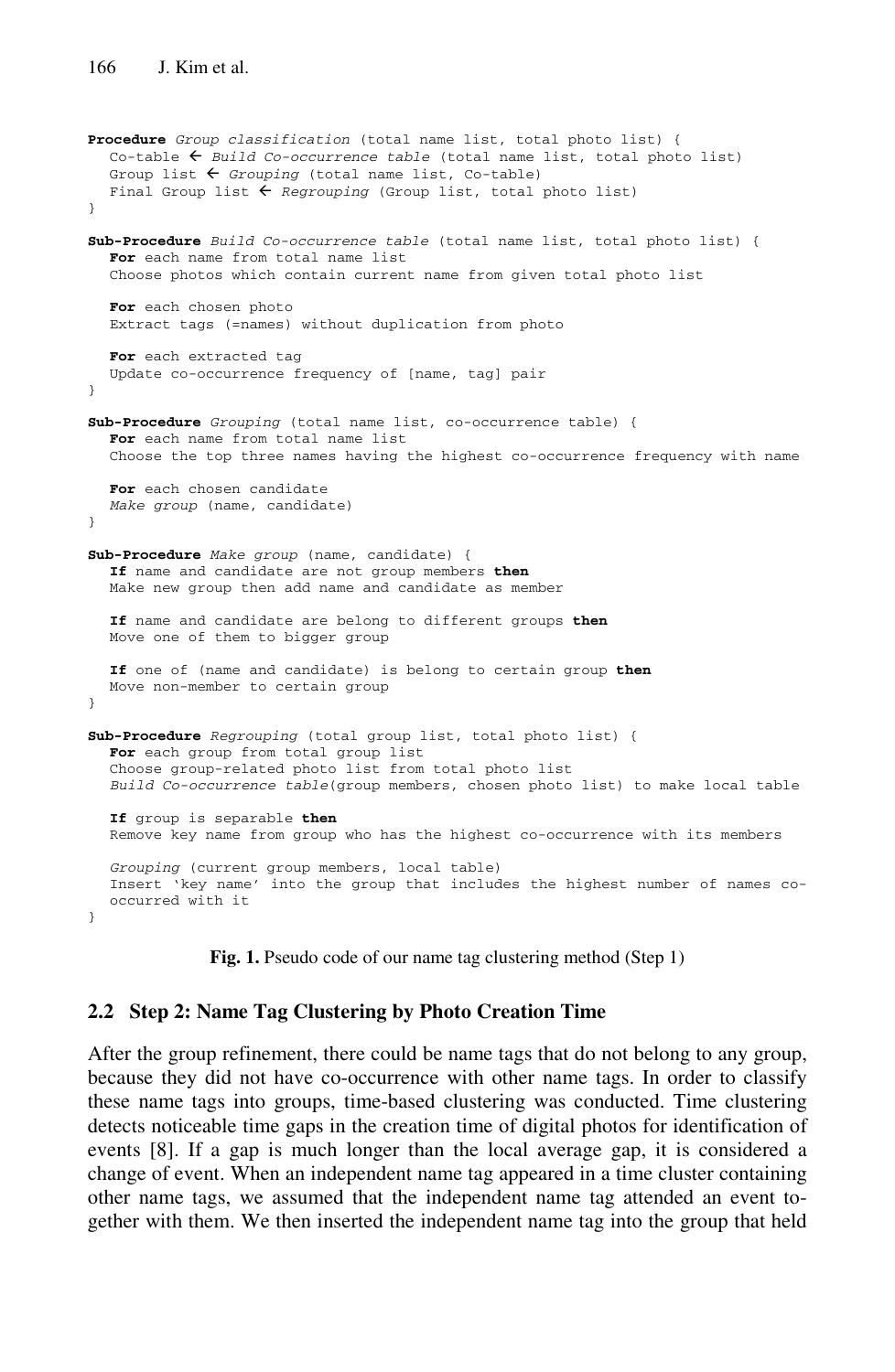```
Procedure Group classification (total name list, total photo list) {
   Co-table ← Build Co-occurrence table (total name list, total photo list)
   Group list ← Grouping (total name list, Co-table)
   Final Group list ← Regrouping (Group list, total photo list)
}

Sub-Procedure Build Co-occurrence table (total name list, total photo list) {
   For each name from total name list
   Choose photos which contain current name from given total photo list

   For each chosen photo
   Extract tags (=names) without duplication from photo

   For each extracted tag
   Update co-occurrence frequency of [name, tag] pair
}

Sub-Procedure Grouping (total name list, co-occurrence table) {
   For each name from total name list
   Choose the top three names having the highest co-occurrence frequency with name

   For each chosen candidate
   Make group (name, candidate)
}

Sub-Procedure Make group (name, candidate) {
   If name and candidate are not group members then
   Make new group then add name and candidate as member

   If name and candidate are belong to different groups then
   Move one of them to bigger group

   If one of (name and candidate) is belong to certain group then
   Move non-member to certain group
}

Sub-Procedure Regrouping (total group list, total photo list) {
   For each group from total group list
   Choose group-related photo list from total photo list
   Build Co-occurrence table(group members, chosen photo list) to make local table

   If group is separable then
   Remove key name from group who has the highest co-occurrence with its members

   Grouping (current group members, local table)
   Insert 'key name' into the group that includes the highest number of names co-
   occurred with it
}
```

**Fig. 1.** Pseudo code of our name tag clustering method (Step 1)

### 2.2 Step 2: Name Tag Clustering by Photo Creation Time

After the group refinement, there could be name tags that do not belong to any group, because they did not have co-occurrence with other name tags. In order to classify these name tags into groups, time-based clustering was conducted. Time clustering detects noticeable time gaps in the creation time of digital photos for identification of events [8]. If a gap is much longer than the local average gap, it is considered a change of event. When an independent name tag appeared in a time cluster containing other name tags, we assumed that the independent name tag attended an event together with them. We then inserted the independent name tag into the group that held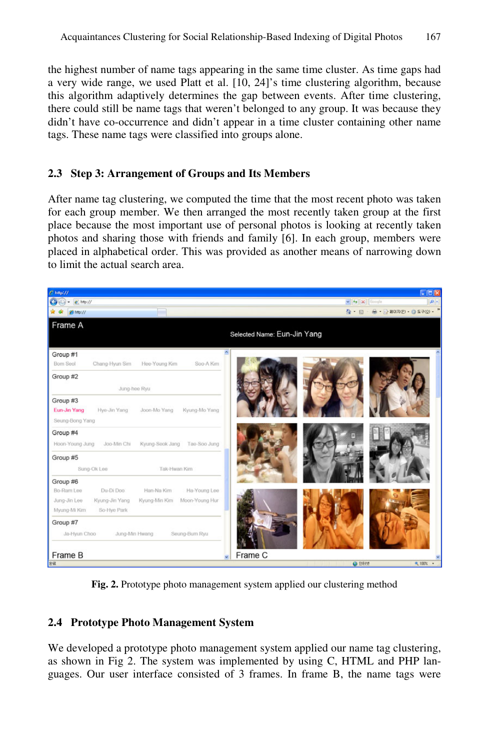the highest number of name tags appearing in the same time cluster. As time gaps had a very wide range, we used Platt et al. [10, 24]'s time clustering algorithm, because this algorithm adaptively determines the gap between events. After time clustering, there could still be name tags that weren't belonged to any group. It was because they didn't have co-occurrence and didn't appear in a time cluster containing other name tags. These name tags were classified into groups alone.

## 2.3 Step 3: Arrangement of Groups and Its Members

After name tag clustering, we computed the time that the most recent photo was taken for each group member. We then arranged the most recently taken group at the first place because the most important use of personal photos is looking at recently taken photos and sharing those with friends and family [6]. In each group, members were placed in alphabetical order. This was provided as another means of narrowing down to limit the actual search area.

**Fig. 2.** Prototype photo management system applied our clustering method

## 2.4 Prototype Photo Management System

We developed a prototype photo management system applied our name tag clustering, as shown in Fig 2. The system was implemented by using C, HTML and PHP languages. Our user interface consisted of 3 frames. In frame B, the name tags were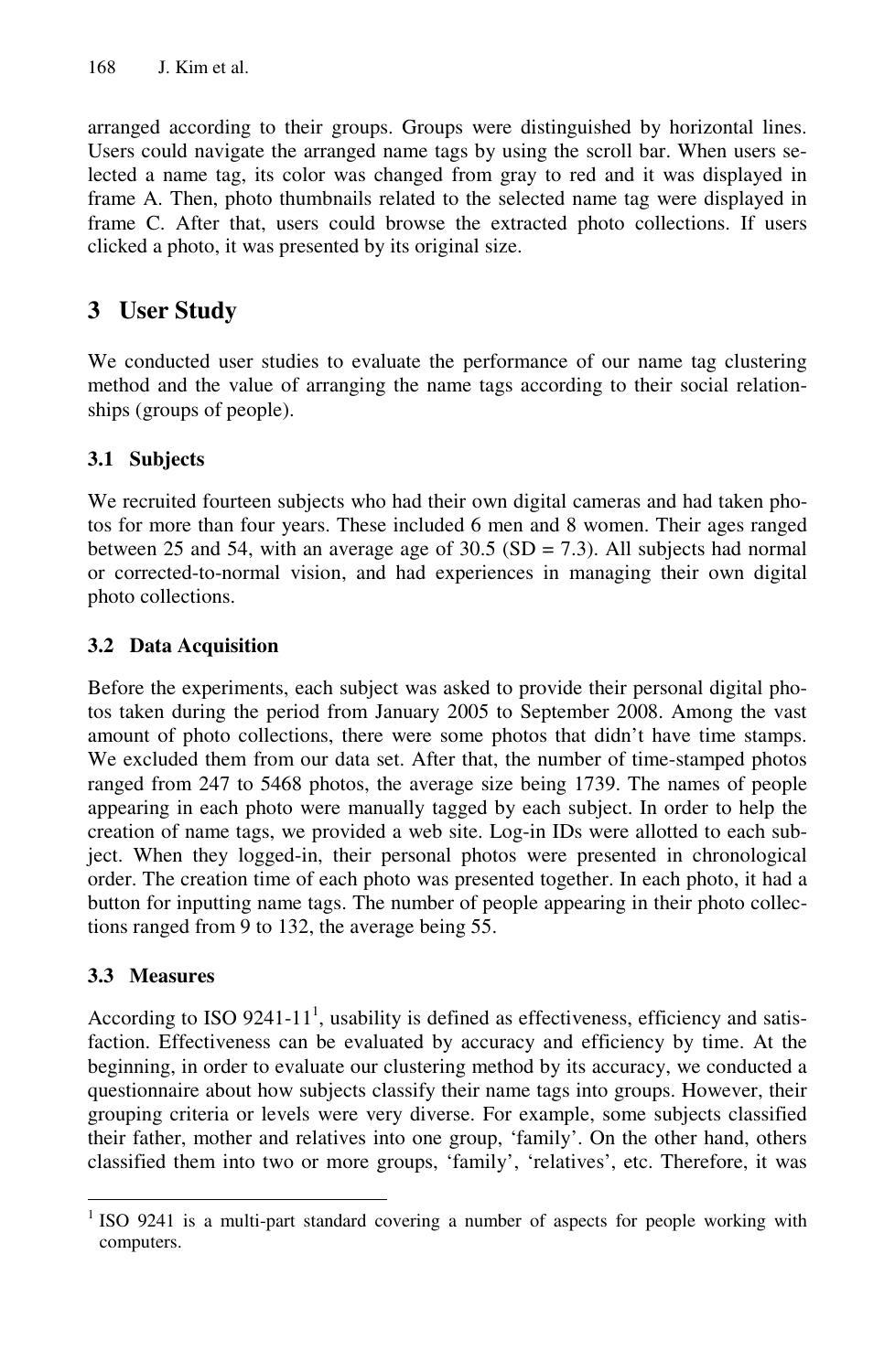arranged according to their groups. Groups were distinguished by horizontal lines. Users could navigate the arranged name tags by using the scroll bar. When users selected a name tag, its color was changed from gray to red and it was displayed in frame A. Then, photo thumbnails related to the selected name tag were displayed in frame C. After that, users could browse the extracted photo collections. If users clicked a photo, it was presented by its original size.

## 3 User Study

We conducted user studies to evaluate the performance of our name tag clustering method and the value of arranging the name tags according to their social relationships (groups of people).

### 3.1 Subjects

We recruited fourteen subjects who had their own digital cameras and had taken photos for more than four years. These included 6 men and 8 women. Their ages ranged between 25 and 54, with an average age of 30.5 (SD = 7.3). All subjects had normal or corrected-to-normal vision, and had experiences in managing their own digital photo collections.

### 3.2 Data Acquisition

Before the experiments, each subject was asked to provide their personal digital photos taken during the period from January 2005 to September 2008. Among the vast amount of photo collections, there were some photos that didn't have time stamps. We excluded them from our data set. After that, the number of time-stamped photos ranged from 247 to 5468 photos, the average size being 1739. The names of people appearing in each photo were manually tagged by each subject. In order to help the creation of name tags, we provided a web site. Log-in IDs were allotted to each subject. When they logged-in, their personal photos were presented in chronological order. The creation time of each photo was presented together. In each photo, it had a button for inputting name tags. The number of people appearing in their photo collections ranged from 9 to 132, the average being 55.

### 3.3 Measures

According to ISO 9241-11[1], usability is defined as effectiveness, efficiency and satisfaction. Effectiveness can be evaluated by accuracy and efficiency by time. At the beginning, in order to evaluate our clustering method by its accuracy, we conducted a questionnaire about how subjects classify their name tags into groups. However, their grouping criteria or levels were very diverse. For example, some subjects classified their father, mother and relatives into one group, 'family'. On the other hand, others classified them into two or more groups, 'family', 'relatives', etc. Therefore, it was

[1] ISO 9241 is a multi-part standard covering a number of aspects for people working with computers.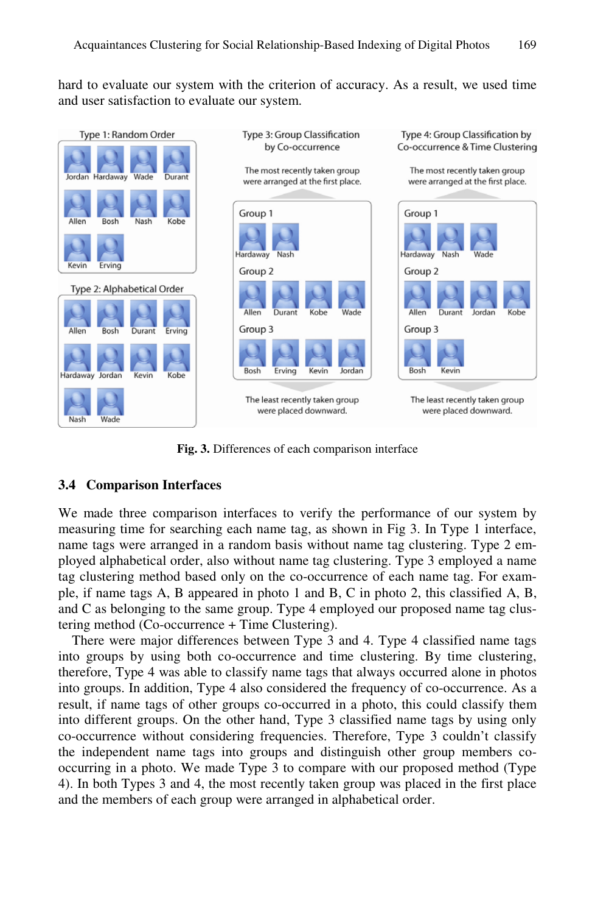hard to evaluate our system with the criterion of accuracy. As a result, we used time and user satisfaction to evaluate our system.

Type 1: Random Order

Jordan Hardaway Wade Durant

Allen Bosh Nash Kobe

Kevin Erving

Type 2: Alphabetical Order

Allen Bosh Durant Erving

Hardaway Jordan Kevin Kobe

Nash Wade

Type 3: Group Classification by Co-occurrence

The most recently taken group were arranged at the first place.

Group 1

Hardaway Nash

Group 2

Allen Durant Kobe Wade

Group 3

Bosh Erving Kevin Jordan

The least recently taken group were placed downward.

Type 4: Group Classification by Co-occurrence & Time Clustering

The most recently taken group were arranged at the first place.

Group 1

Hardaway Nash Wade

Group 2

Allen Durant Jordan Kobe

Group 3

Bosh Kevin

The least recently taken group were placed downward.

**Fig. 3.** Differences of each comparison interface

### 3.4 Comparison Interfaces

We made three comparison interfaces to verify the performance of our system by measuring time for searching each name tag, as shown in Fig 3. In Type 1 interface, name tags were arranged in a random basis without name tag clustering. Type 2 employed alphabetical order, also without name tag clustering. Type 3 employed a name tag clustering method based only on the co-occurrence of each name tag. For example, if name tags A, B appeared in photo 1 and B, C in photo 2, this classified A, B, and C as belonging to the same group. Type 4 employed our proposed name tag clustering method (Co-occurrence + Time Clustering).

There were major differences between Type 3 and 4. Type 4 classified name tags into groups by using both co-occurrence and time clustering. By time clustering, therefore, Type 4 was able to classify name tags that always occurred alone in photos into groups. In addition, Type 4 also considered the frequency of co-occurrence. As a result, if name tags of other groups co-occurred in a photo, this could classify them into different groups. On the other hand, Type 3 classified name tags by using only co-occurrence without considering frequencies. Therefore, Type 3 couldn't classify the independent name tags into groups and distinguish other group members co-occurring in a photo. We made Type 3 to compare with our proposed method (Type 4). In both Types 3 and 4, the most recently taken group was placed in the first place and the members of each group were arranged in alphabetical order.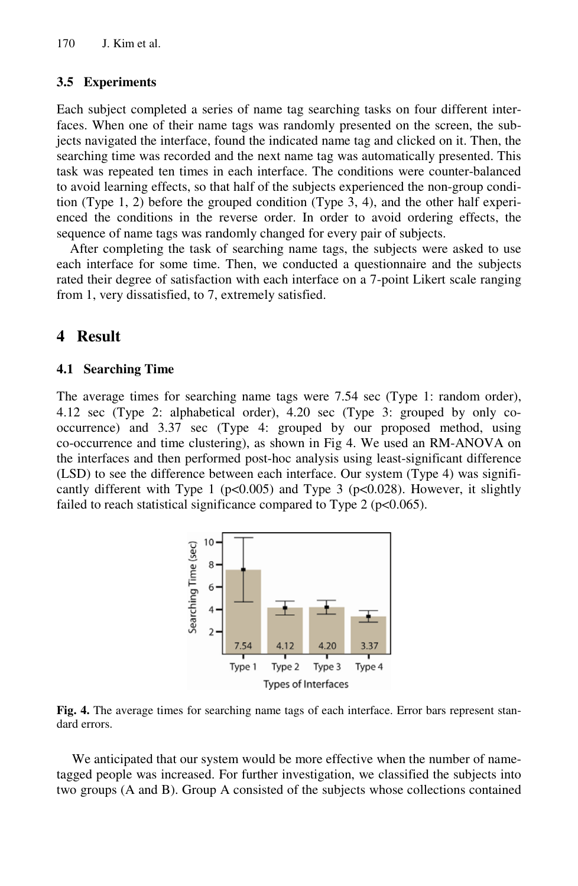### 3.5 Experiments

Each subject completed a series of name tag searching tasks on four different interfaces. When one of their name tags was randomly presented on the screen, the subjects navigated the interface, found the indicated name tag and clicked on it. Then, the searching time was recorded and the next name tag was automatically presented. This task was repeated ten times in each interface. The conditions were counter-balanced to avoid learning effects, so that half of the subjects experienced the non-group condition (Type 1, 2) before the grouped condition (Type 3, 4), and the other half experienced the conditions in the reverse order. In order to avoid ordering effects, the sequence of name tags was randomly changed for every pair of subjects.

After completing the task of searching name tags, the subjects were asked to use each interface for some time. Then, we conducted a questionnaire and the subjects rated their degree of satisfaction with each interface on a 7-point Likert scale ranging from 1, very dissatisfied, to 7, extremely satisfied.

## 4 Result

### 4.1 Searching Time

The average times for searching name tags were 7.54 sec (Type 1: random order), 4.12 sec (Type 2: alphabetical order), 4.20 sec (Type 3: grouped by only co-occurrence) and 3.37 sec (Type 4: grouped by our proposed method, using co-occurrence and time clustering), as shown in Fig 4. We used an RM-ANOVA on the interfaces and then performed post-hoc analysis using least-significant difference (LSD) to see the difference between each interface. Our system (Type 4) was significantly different with Type 1 ($p<0.005$) and Type 3 ($p<0.028$). However, it slightly failed to reach statistical significance compared to Type 2 ($p<0.065$).

Searching Time (sec)
10
8
6
4
2
7.54
4.12
4.20
3.37
Type 1
Type 2
Type 3
Type 4
Types of Interfaces

**Fig. 4.** The average times for searching name tags of each interface. Error bars represent standard errors.

We anticipated that our system would be more effective when the number of name-tagged people was increased. For further investigation, we classified the subjects into two groups (A and B). Group A consisted of the subjects whose collections contained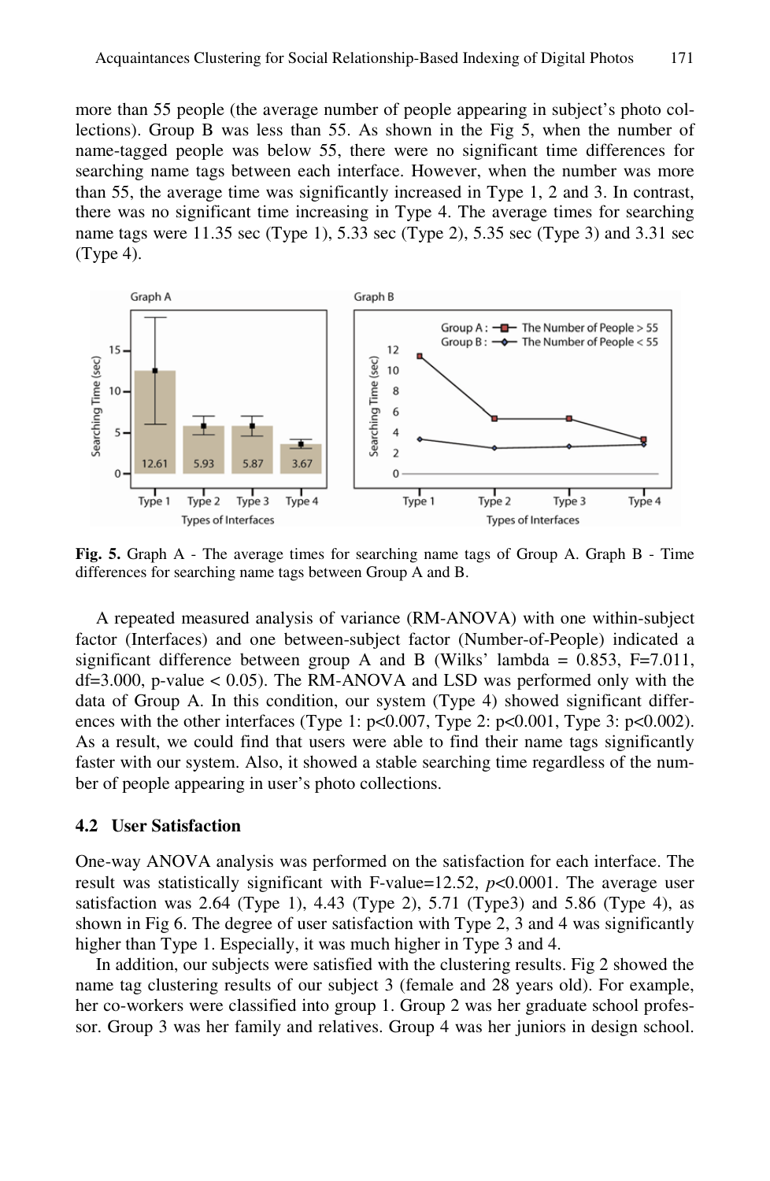more than 55 people (the average number of people appearing in subject's photo collections). Group B was less than 55. As shown in the Fig 5, when the number of name-tagged people was below 55, there were no significant time differences for searching name tags between each interface. However, when the number was more than 55, the average time was significantly increased in Type 1, 2 and 3. In contrast, there was no significant time increasing in Type 4. The average times for searching name tags were 11.35 sec (Type 1), 5.33 sec (Type 2), 5.35 sec (Type 3) and 3.31 sec (Type 4).

Graph A

Searching Time (sec)

15
10
5
0

12.61
5.93
5.87
3.67

Type 1
Type 2
Type 3
Type 4

Types of Interfaces

Graph B

Group A : The Number of People > 55
Group B : The Number of People < 55

Searching Time (sec)

12
10
8
6
4
2
0

Type 1
Type 2
Type 3
Type 4

Types of Interfaces

**Fig. 5.** Graph A - The average times for searching name tags of Group A. Graph B - Time differences for searching name tags between Group A and B.

A repeated measured analysis of variance (RM-ANOVA) with one within-subject factor (Interfaces) and one between-subject factor (Number-of-People) indicated a significant difference between group A and B (Wilks' lambda = 0.853, F=7.011, df=3.000, p-value < 0.05). The RM-ANOVA and LSD was performed only with the data of Group A. In this condition, our system (Type 4) showed significant differences with the other interfaces (Type 1: $p<0.007$, Type 2: $p<0.001$, Type 3: $p<0.002$). As a result, we could find that users were able to find their name tags significantly faster with our system. Also, it showed a stable searching time regardless of the number of people appearing in user's photo collections.

### 4.2 User Satisfaction

One-way ANOVA analysis was performed on the satisfaction for each interface. The result was statistically significant with F-value=12.52, $p<0.0001$. The average user satisfaction was 2.64 (Type 1), 4.43 (Type 2), 5.71 (Type3) and 5.86 (Type 4), as shown in Fig 6. The degree of user satisfaction with Type 2, 3 and 4 was significantly higher than Type 1. Especially, it was much higher in Type 3 and 4.

In addition, our subjects were satisfied with the clustering results. Fig 2 showed the name tag clustering results of our subject 3 (female and 28 years old). For example, her co-workers were classified into group 1. Group 2 was her graduate school professor. Group 3 was her family and relatives. Group 4 was her juniors in design school.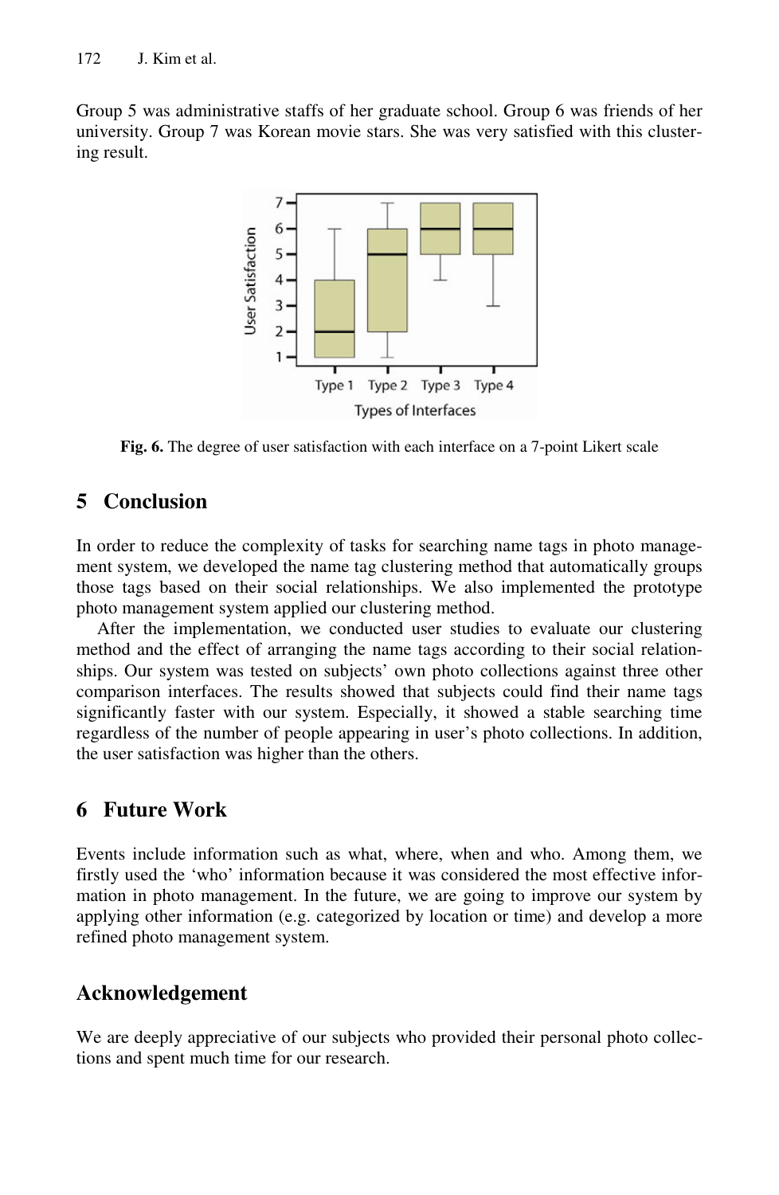Group 5 was administrative staffs of her graduate school. Group 6 was friends of her university. Group 7 was Korean movie stars. She was very satisfied with this clustering result.

User Satisfaction
7
6
5
4
3
2
1
Type 1 Type 2 Type 3 Type 4
Types of Interfaces

**Fig. 6.** The degree of user satisfaction with each interface on a 7-point Likert scale

## 5 Conclusion

In order to reduce the complexity of tasks for searching name tags in photo management system, we developed the name tag clustering method that automatically groups those tags based on their social relationships. We also implemented the prototype photo management system applied our clustering method.

After the implementation, we conducted user studies to evaluate our clustering method and the effect of arranging the name tags according to their social relationships. Our system was tested on subjects' own photo collections against three other comparison interfaces. The results showed that subjects could find their name tags significantly faster with our system. Especially, it showed a stable searching time regardless of the number of people appearing in user's photo collections. In addition, the user satisfaction was higher than the others.

## 6 Future Work

Events include information such as what, where, when and who. Among them, we firstly used the 'who' information because it was considered the most effective information in photo management. In the future, we are going to improve our system by applying other information (e.g. categorized by location or time) and develop a more refined photo management system.

## Acknowledgement

We are deeply appreciative of our subjects who provided their personal photo collections and spent much time for our research.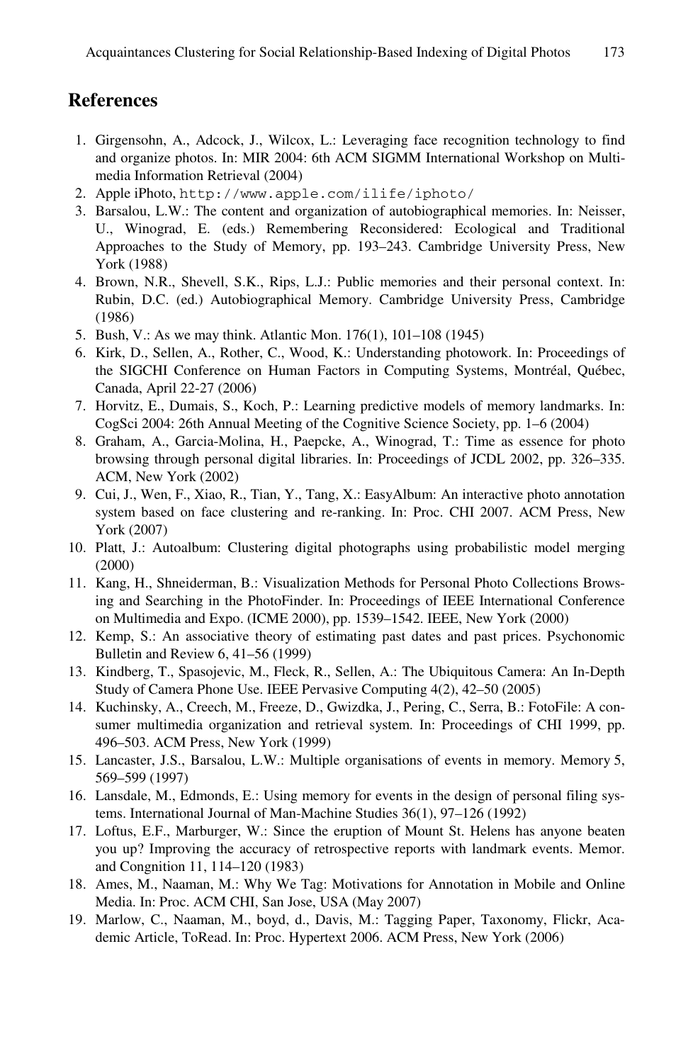## References

1. Girgensohn, A., Adcock, J., Wilcox, L.: Leveraging face recognition technology to find and organize photos. In: MIR 2004: 6th ACM SIGMM International Workshop on Multimedia Information Retrieval (2004)
2. Apple iPhoto, http://www.apple.com/ilife/iphoto/
3. Barsalou, L.W.: The content and organization of autobiographical memories. In: Neisser, U., Winograd, E. (eds.) Remembering Reconsidered: Ecological and Traditional Approaches to the Study of Memory, pp. 193–243. Cambridge University Press, New York (1988)
4. Brown, N.R., Shevell, S.K., Rips, L.J.: Public memories and their personal context. In: Rubin, D.C. (ed.) Autobiographical Memory. Cambridge University Press, Cambridge (1986)
5. Bush, V.: As we may think. Atlantic Mon. 176(1), 101–108 (1945)
6. Kirk, D., Sellen, A., Rother, C., Wood, K.: Understanding photowork. In: Proceedings of the SIGCHI Conference on Human Factors in Computing Systems, Montréal, Québec, Canada, April 22-27 (2006)
7. Horvitz, E., Dumais, S., Koch, P.: Learning predictive models of memory landmarks. In: CogSci 2004: 26th Annual Meeting of the Cognitive Science Society, pp. 1–6 (2004)
8. Graham, A., Garcia-Molina, H., Paepcke, A., Winograd, T.: Time as essence for photo browsing through personal digital libraries. In: Proceedings of JCDL 2002, pp. 326–335. ACM, New York (2002)
9. Cui, J., Wen, F., Xiao, R., Tian, Y., Tang, X.: EasyAlbum: An interactive photo annotation system based on face clustering and re-ranking. In: Proc. CHI 2007. ACM Press, New York (2007)
10. Platt, J.: Autoalbum: Clustering digital photographs using probabilistic model merging (2000)
11. Kang, H., Shneiderman, B.: Visualization Methods for Personal Photo Collections Browsing and Searching in the PhotoFinder. In: Proceedings of IEEE International Conference on Multimedia and Expo. (ICME 2000), pp. 1539–1542. IEEE, New York (2000)
12. Kemp, S.: An associative theory of estimating past dates and past prices. Psychonomic Bulletin and Review 6, 41–56 (1999)
13. Kindberg, T., Spasojevic, M., Fleck, R., Sellen, A.: The Ubiquitous Camera: An In-Depth Study of Camera Phone Use. IEEE Pervasive Computing 4(2), 42–50 (2005)
14. Kuchinsky, A., Creech, M., Freeze, D., Gwizdka, J., Pering, C., Serra, B.: FotoFile: A consumer multimedia organization and retrieval system. In: Proceedings of CHI 1999, pp. 496–503. ACM Press, New York (1999)
15. Lancaster, J.S., Barsalou, L.W.: Multiple organisations of events in memory. Memory 5, 569–599 (1997)
16. Lansdale, M., Edmonds, E.: Using memory for events in the design of personal filing systems. International Journal of Man-Machine Studies 36(1), 97–126 (1992)
17. Loftus, E.F., Marburger, W.: Since the eruption of Mount St. Helens has anyone beaten you up? Improving the accuracy of retrospective reports with landmark events. Memor. and Congnition 11, 114–120 (1983)
18. Ames, M., Naaman, M.: Why We Tag: Motivations for Annotation in Mobile and Online Media. In: Proc. ACM CHI, San Jose, USA (May 2007)
19. Marlow, C., Naaman, M., boyd, d., Davis, M.: Tagging Paper, Taxonomy, Flickr, Academic Article, ToRead. In: Proc. Hypertext 2006. ACM Press, New York (2006)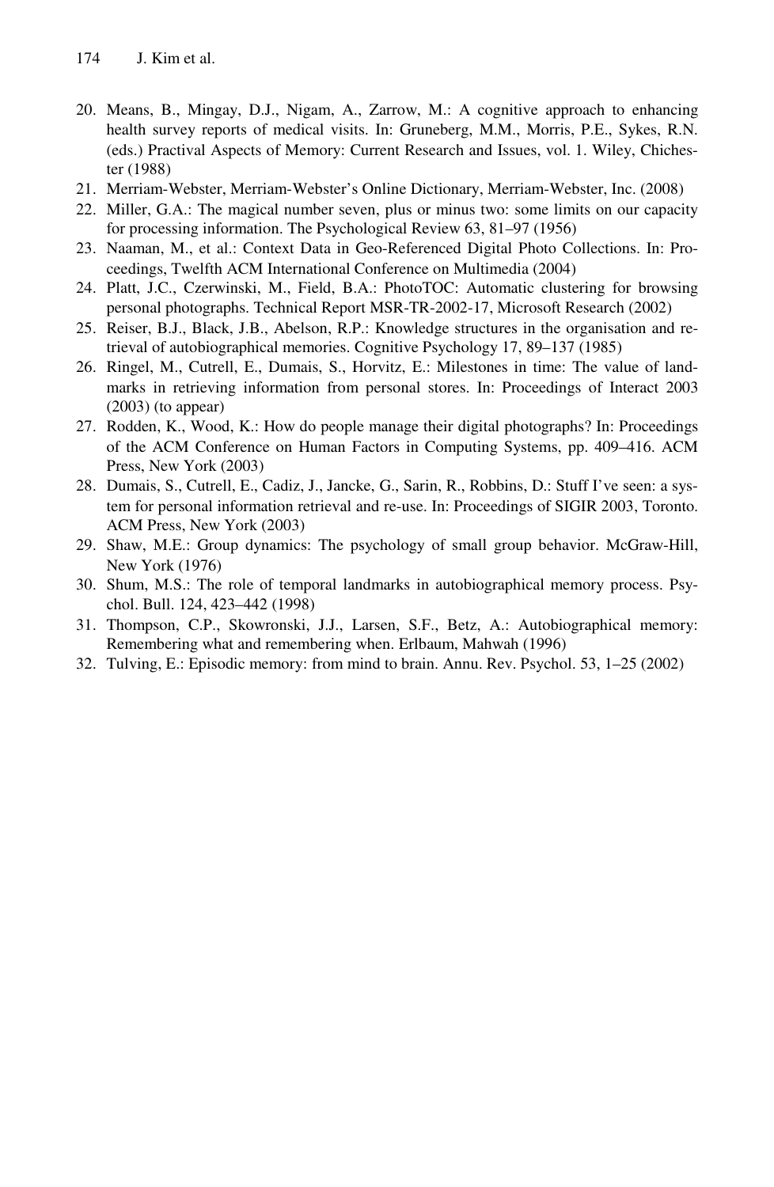20. Means, B., Mingay, D.J., Nigam, A., Zarrow, M.: A cognitive approach to enhancing health survey reports of medical visits. In: Gruneberg, M.M., Morris, P.E., Sykes, R.N. (eds.) Practival Aspects of Memory: Current Research and Issues, vol. 1. Wiley, Chichester (1988)
21. Merriam-Webster, Merriam-Webster's Online Dictionary, Merriam-Webster, Inc. (2008)
22. Miller, G.A.: The magical number seven, plus or minus two: some limits on our capacity for processing information. The Psychological Review 63, 81–97 (1956)
23. Naaman, M., et al.: Context Data in Geo-Referenced Digital Photo Collections. In: Proceedings, Twelfth ACM International Conference on Multimedia (2004)
24. Platt, J.C., Czerwinski, M., Field, B.A.: PhotoTOC: Automatic clustering for browsing personal photographs. Technical Report MSR-TR-2002-17, Microsoft Research (2002)
25. Reiser, B.J., Black, J.B., Abelson, R.P.: Knowledge structures in the organisation and retrieval of autobiographical memories. Cognitive Psychology 17, 89–137 (1985)
26. Ringel, M., Cutrell, E., Dumais, S., Horvitz, E.: Milestones in time: The value of landmarks in retrieving information from personal stores. In: Proceedings of Interact 2003 (2003) (to appear)
27. Rodden, K., Wood, K.: How do people manage their digital photographs? In: Proceedings of the ACM Conference on Human Factors in Computing Systems, pp. 409–416. ACM Press, New York (2003)
28. Dumais, S., Cutrell, E., Cadiz, J., Jancke, G., Sarin, R., Robbins, D.: Stuff I've seen: a system for personal information retrieval and re-use. In: Proceedings of SIGIR 2003, Toronto. ACM Press, New York (2003)
29. Shaw, M.E.: Group dynamics: The psychology of small group behavior. McGraw-Hill, New York (1976)
30. Shum, M.S.: The role of temporal landmarks in autobiographical memory process. Psychol. Bull. 124, 423–442 (1998)
31. Thompson, C.P., Skowronski, J.J., Larsen, S.F., Betz, A.: Autobiographical memory: Remembering what and remembering when. Erlbaum, Mahwah (1996)
32. Tulving, E.: Episodic memory: from mind to brain. Annu. Rev. Psychol. 53, 1–25 (2002)